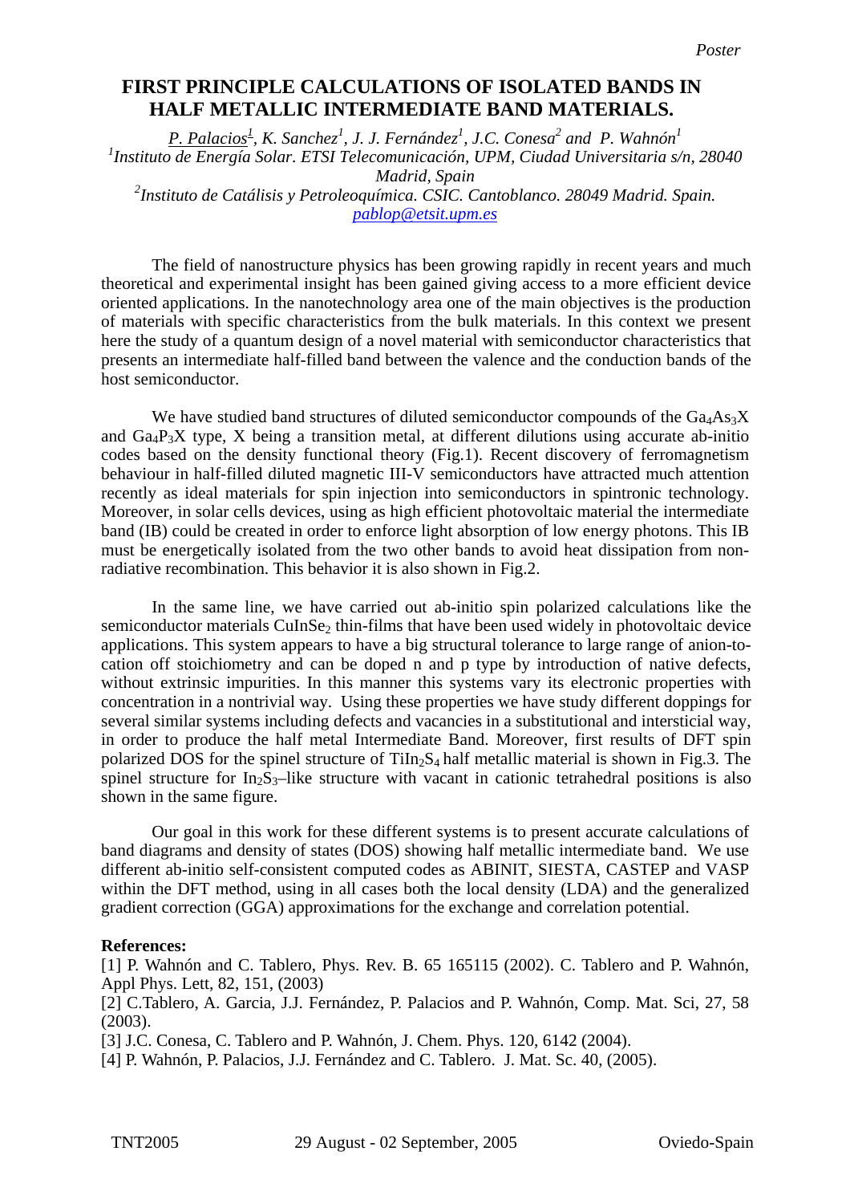Poster

# FIRST PRINCIPLE CALCULATIONS OF ISOLATED BANDS IN HALF METALLIC INTERMEDIATE BAND MATERIALS.

*P. Palacios[1], K. Sanchez[1], J. J. Fernández[1], J.C. Conesa[2] and P. Wahnón[1]*

*[1]Instituto de Energía Solar. ETSI Telecomunicación, UPM, Ciudad Universitaria s/n, 28040 Madrid, Spain*

*[2]Instituto de Catálisis y Petroleoquímica. CSIC. Cantoblanco. 28049 Madrid. Spain.*

pablop@etsit.upm.es

The field of nanostructure physics has been growing rapidly in recent years and much theoretical and experimental insight has been gained giving access to a more efficient device oriented applications. In the nanotechnology area one of the main objectives is the production of materials with specific characteristics from the bulk materials. In this context we present here the study of a quantum design of a novel material with semiconductor characteristics that presents an intermediate half-filled band between the valence and the conduction bands of the host semiconductor.

We have studied band structures of diluted semiconductor compounds of the $Ga_4As_3X$ and $Ga_4P_3X$ type, X being a transition metal, at different dilutions using accurate ab-initio codes based on the density functional theory (Fig.1). Recent discovery of ferromagnetism behaviour in half-filled diluted magnetic III-V semiconductors have attracted much attention recently as ideal materials for spin injection into semiconductors in spintronic technology. Moreover, in solar cells devices, using as high efficient photovoltaic material the intermediate band (IB) could be created in order to enforce light absorption of low energy photons. This IB must be energetically isolated from the two other bands to avoid heat dissipation from non-radiative recombination. This behavior it is also shown in Fig.2.

In the same line, we have carried out ab-initio spin polarized calculations like the semiconductor materials $CuInSe_2$ thin-films that have been used widely in photovoltaic device applications. This system appears to have a big structural tolerance to large range of anion-to-cation off stoichiometry and can be doped n and p type by introduction of native defects, without extrinsic impurities. In this manner this systems vary its electronic properties with concentration in a nontrivial way. Using these properties we have study different doppings for several similar systems including defects and vacancies in a substitutional and intersticial way, in order to produce the half metal Intermediate Band. Moreover, first results of DFT spin polarized DOS for the spinel structure of $TiIn_2S_4$ half metallic material is shown in Fig.3. The spinel structure for $In_2S_3$–like structure with vacant in cationic tetrahedral positions is also shown in the same figure.

Our goal in this work for these different systems is to present accurate calculations of band diagrams and density of states (DOS) showing half metallic intermediate band. We use different ab-initio self-consistent computed codes as ABINIT, SIESTA, CASTEP and VASP within the DFT method, using in all cases both the local density (LDA) and the generalized gradient correction (GGA) approximations for the exchange and correlation potential.

**References:**

[1] P. Wahnón and C. Tablero, Phys. Rev. B. 65 165115 (2002). C. Tablero and P. Wahnón, Appl Phys. Lett, 82, 151, (2003)

[2] C.Tablero, A. Garcia, J.J. Fernández, P. Palacios and P. Wahnón, Comp. Mat. Sci, 27, 58 (2003).

[3] J.C. Conesa, C. Tablero and P. Wahnón, J. Chem. Phys. 120, 6142 (2004).

[4] P. Wahnón, P. Palacios, J.J. Fernández and C. Tablero. J. Mat. Sc. 40, (2005).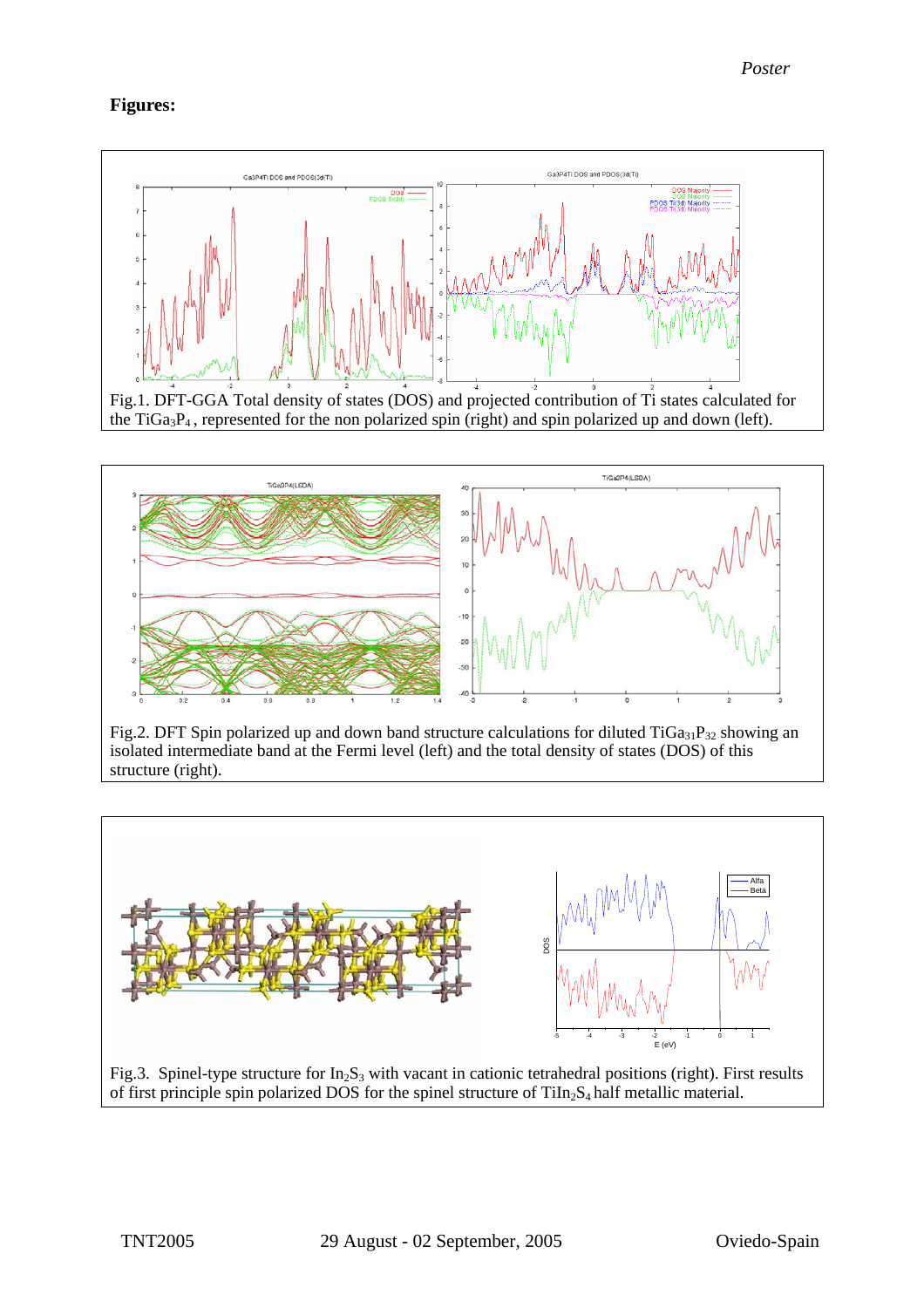**Figures:**

Ga3P4Ti DOS and PDOS(3d(Ti)

DOS
PDOS Ti(3d)

Ga3P4Ti DOS and PDOS(3d(Ti)

DOS Majority
DOS Minority
PDOS Ti(3d) Majority
PDOS Ti(3d) Minority

Fig.1. DFT-GGA Total density of states (DOS) and projected contribution of Ti states calculated for the $TiGa_3P_4$, represented for the non polarized spin (right) and spin polarized up and down (left).

TiGa3P4(LSDA)

TiGa3P4(LSDA)

Fig.2. DFT Spin polarized up and down band structure calculations for diluted $TiGa_{31}P_{32}$ showing an isolated intermediate band at the Fermi level (left) and the total density of states (DOS) of this structure (right).

Alfa
Beta

DOS

E (eV)

Fig.3. Spinel-type structure for $In_2S_3$ with vacant in cationic tetrahedral positions (right). First results of first principle spin polarized DOS for the spinel structure of $TiIn_2S_4$ half metallic material.